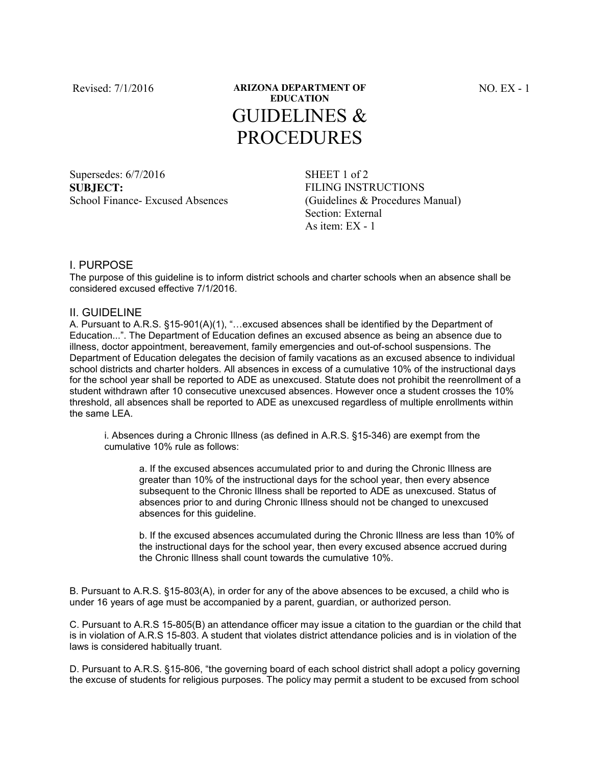Revised: 7/1/2016

**ARIZONA DEPARTMENT OF EDUCATION**

# GUIDELINES & PROCEDURES

NO. EX - 1

Supersedes: 6/7/2016
**SUBJECT:**
School Finance- Excused Absences

SHEET 1 of 2
FILING INSTRUCTIONS
(Guidelines & Procedures Manual)
Section: External
As item: EX - 1

## I. PURPOSE

The purpose of this guideline is to inform district schools and charter schools when an absence shall be considered excused effective 7/1/2016.

## II. GUIDELINE

A. Pursuant to A.R.S. §15-901(A)(1), "…excused absences shall be identified by the Department of Education...". The Department of Education defines an excused absence as being an absence due to illness, doctor appointment, bereavement, family emergencies and out-of-school suspensions. The Department of Education delegates the decision of family vacations as an excused absence to individual school districts and charter holders. All absences in excess of a cumulative 10% of the instructional days for the school year shall be reported to ADE as unexcused. Statute does not prohibit the reenrollment of a student withdrawn after 10 consecutive unexcused absences. However once a student crosses the 10% threshold, all absences shall be reported to ADE as unexcused regardless of multiple enrollments within the same LEA.

> i. Absences during a Chronic Illness (as defined in A.R.S. §15-346) are exempt from the cumulative 10% rule as follows:
>
> > a. If the excused absences accumulated prior to and during the Chronic Illness are greater than 10% of the instructional days for the school year, then every absence subsequent to the Chronic Illness shall be reported to ADE as unexcused. Status of absences prior to and during Chronic Illness should not be changed to unexcused absences for this guideline.
> >
> > b. If the excused absences accumulated during the Chronic Illness are less than 10% of the instructional days for the school year, then every excused absence accrued during the Chronic Illness shall count towards the cumulative 10%.

B. Pursuant to A.R.S. §15-803(A), in order for any of the above absences to be excused, a child who is under 16 years of age must be accompanied by a parent, guardian, or authorized person.

C. Pursuant to A.R.S 15-805(B) an attendance officer may issue a citation to the guardian or the child that is in violation of A.R.S 15-803. A student that violates district attendance policies and is in violation of the laws is considered habitually truant.

D. Pursuant to A.R.S. §15-806, "the governing board of each school district shall adopt a policy governing the excuse of students for religious purposes. The policy may permit a student to be excused from school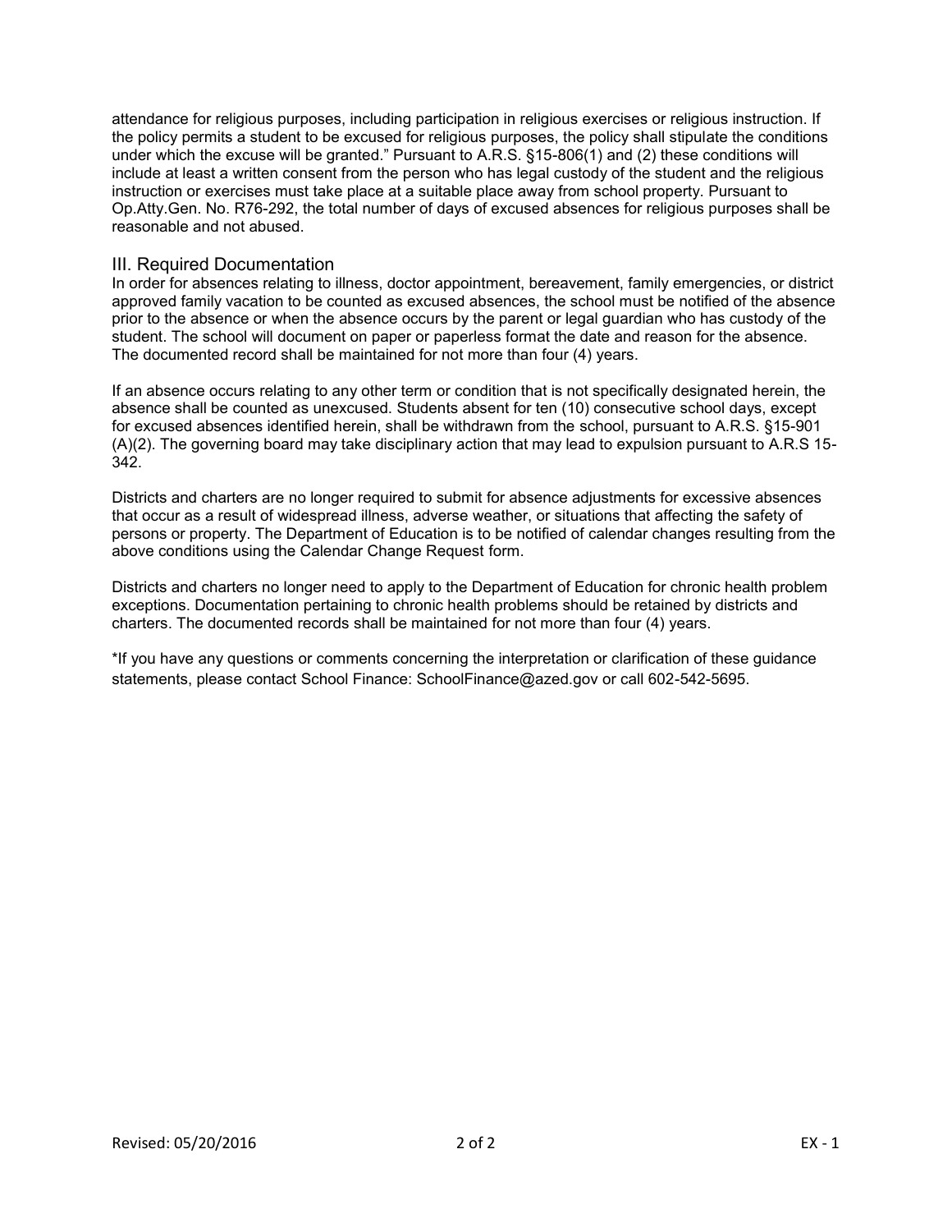attendance for religious purposes, including participation in religious exercises or religious instruction. If the policy permits a student to be excused for religious purposes, the policy shall stipulate the conditions under which the excuse will be granted." Pursuant to A.R.S. §15-806(1) and (2) these conditions will include at least a written consent from the person who has legal custody of the student and the religious instruction or exercises must take place at a suitable place away from school property. Pursuant to Op.Atty.Gen. No. R76-292, the total number of days of excused absences for religious purposes shall be reasonable and not abused.

## III. Required Documentation

In order for absences relating to illness, doctor appointment, bereavement, family emergencies, or district approved family vacation to be counted as excused absences, the school must be notified of the absence prior to the absence or when the absence occurs by the parent or legal guardian who has custody of the student. The school will document on paper or paperless format the date and reason for the absence. The documented record shall be maintained for not more than four (4) years.

If an absence occurs relating to any other term or condition that is not specifically designated herein, the absence shall be counted as unexcused. Students absent for ten (10) consecutive school days, except for excused absences identified herein, shall be withdrawn from the school, pursuant to A.R.S. §15-901 (A)(2). The governing board may take disciplinary action that may lead to expulsion pursuant to A.R.S 15-342.

Districts and charters are no longer required to submit for absence adjustments for excessive absences that occur as a result of widespread illness, adverse weather, or situations that affecting the safety of persons or property. The Department of Education is to be notified of calendar changes resulting from the above conditions using the Calendar Change Request form.

Districts and charters no longer need to apply to the Department of Education for chronic health problem exceptions. Documentation pertaining to chronic health problems should be retained by districts and charters. The documented records shall be maintained for not more than four (4) years.

*If you have any questions or comments concerning the interpretation or clarification of these guidance statements, please contact School Finance: SchoolFinance@azed.gov or call 602-542-5695.

Revised: 05/20/2016 EX - 1